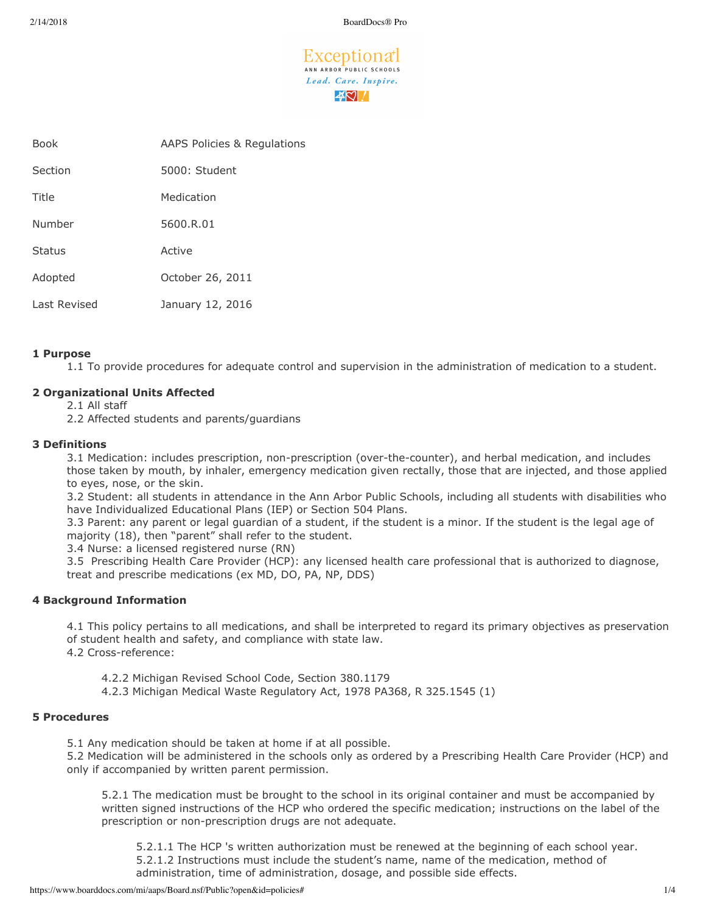Exceptional
ANN ARBOR PUBLIC SCHOOLS
*Lead. Care. Inspire.*

| | |
|---|---|
| Book | AAPS Policies & Regulations |
| Section | 5000: Student |
| Title | Medication |
| Number | 5600.R.01 |
| Status | Active |
| Adopted | October 26, 2011 |
| Last Revised | January 12, 2016 |

**1 Purpose**

1.1 To provide procedures for adequate control and supervision in the administration of medication to a student.

**2 Organizational Units Affected**

2.1 All staff
2.2 Affected students and parents/guardians

**3 Definitions**

3.1 Medication: includes prescription, non-prescription (over-the-counter), and herbal medication, and includes those taken by mouth, by inhaler, emergency medication given rectally, those that are injected, and those applied to eyes, nose, or the skin.
3.2 Student: all students in attendance in the Ann Arbor Public Schools, including all students with disabilities who have Individualized Educational Plans (IEP) or Section 504 Plans.
3.3 Parent: any parent or legal guardian of a student, if the student is a minor. If the student is the legal age of majority (18), then "parent" shall refer to the student.
3.4 Nurse: a licensed registered nurse (RN)
3.5 Prescribing Health Care Provider (HCP): any licensed health care professional that is authorized to diagnose, treat and prescribe medications (ex MD, DO, PA, NP, DDS)

**4 Background Information**

4.1 This policy pertains to all medications, and shall be interpreted to regard its primary objectives as preservation of student health and safety, and compliance with state law.
4.2 Cross-reference:

4.2.2 Michigan Revised School Code, Section 380.1179
4.2.3 Michigan Medical Waste Regulatory Act, 1978 PA368, R 325.1545 (1)

**5 Procedures**

5.1 Any medication should be taken at home if at all possible.
5.2 Medication will be administered in the schools only as ordered by a Prescribing Health Care Provider (HCP) and only if accompanied by written parent permission.

5.2.1 The medication must be brought to the school in its original container and must be accompanied by written signed instructions of the HCP who ordered the specific medication; instructions on the label of the prescription or non-prescription drugs are not adequate.

5.2.1.1 The HCP 's written authorization must be renewed at the beginning of each school year.
5.2.1.2 Instructions must include the student's name, name of the medication, method of administration, time of administration, dosage, and possible side effects.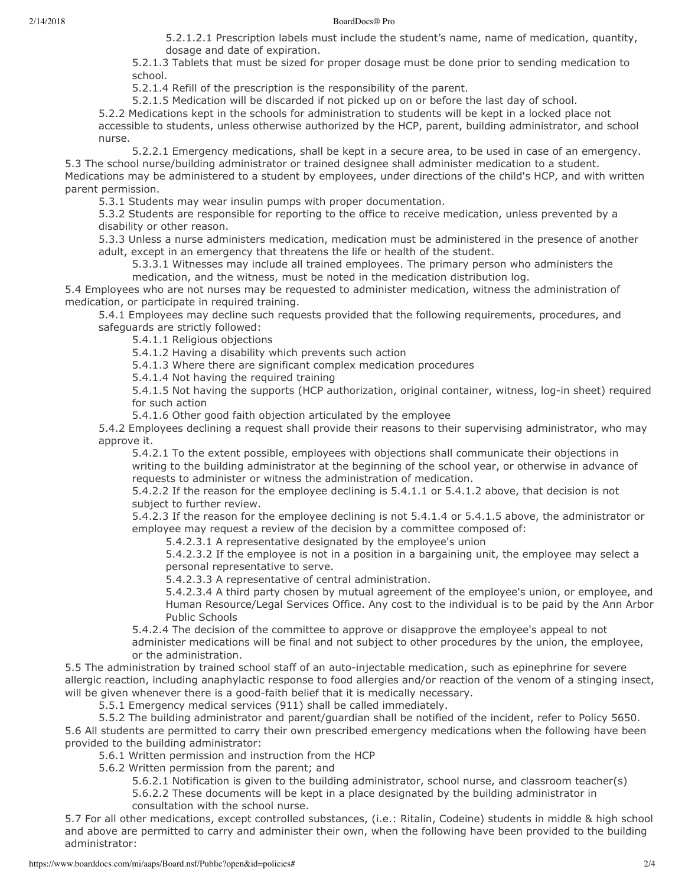5.2.1.2.1 Prescription labels must include the student's name, name of medication, quantity, dosage and date of expiration.

5.2.1.3 Tablets that must be sized for proper dosage must be done prior to sending medication to school.

5.2.1.4 Refill of the prescription is the responsibility of the parent.

5.2.1.5 Medication will be discarded if not picked up on or before the last day of school.

5.2.2 Medications kept in the schools for administration to students will be kept in a locked place not accessible to students, unless otherwise authorized by the HCP, parent, building administrator, and school nurse.

5.2.2.1 Emergency medications, shall be kept in a secure area, to be used in case of an emergency.

5.3 The school nurse/building administrator or trained designee shall administer medication to a student. Medications may be administered to a student by employees, under directions of the child's HCP, and with written parent permission.

5.3.1 Students may wear insulin pumps with proper documentation.

5.3.2 Students are responsible for reporting to the office to receive medication, unless prevented by a disability or other reason.

5.3.3 Unless a nurse administers medication, medication must be administered in the presence of another adult, except in an emergency that threatens the life or health of the student.

5.3.3.1 Witnesses may include all trained employees. The primary person who administers the medication, and the witness, must be noted in the medication distribution log.

5.4 Employees who are not nurses may be requested to administer medication, witness the administration of medication, or participate in required training.

5.4.1 Employees may decline such requests provided that the following requirements, procedures, and safeguards are strictly followed:

5.4.1.1 Religious objections

5.4.1.2 Having a disability which prevents such action

5.4.1.3 Where there are significant complex medication procedures

5.4.1.4 Not having the required training

5.4.1.5 Not having the supports (HCP authorization, original container, witness, log-in sheet) required for such action

5.4.1.6 Other good faith objection articulated by the employee

5.4.2 Employees declining a request shall provide their reasons to their supervising administrator, who may approve it.

5.4.2.1 To the extent possible, employees with objections shall communicate their objections in writing to the building administrator at the beginning of the school year, or otherwise in advance of requests to administer or witness the administration of medication.

5.4.2.2 If the reason for the employee declining is 5.4.1.1 or 5.4.1.2 above, that decision is not subject to further review.

5.4.2.3 If the reason for the employee declining is not 5.4.1.4 or 5.4.1.5 above, the administrator or employee may request a review of the decision by a committee composed of:

5.4.2.3.1 A representative designated by the employee's union

5.4.2.3.2 If the employee is not in a position in a bargaining unit, the employee may select a personal representative to serve.

5.4.2.3.3 A representative of central administration.

5.4.2.3.4 A third party chosen by mutual agreement of the employee's union, or employee, and Human Resource/Legal Services Office. Any cost to the individual is to be paid by the Ann Arbor Public Schools

5.4.2.4 The decision of the committee to approve or disapprove the employee's appeal to not administer medications will be final and not subject to other procedures by the union, the employee, or the administration.

5.5 The administration by trained school staff of an auto-injectable medication, such as epinephrine for severe allergic reaction, including anaphylactic response to food allergies and/or reaction of the venom of a stinging insect, will be given whenever there is a good-faith belief that it is medically necessary.

5.5.1 Emergency medical services (911) shall be called immediately.

5.5.2 The building administrator and parent/guardian shall be notified of the incident, refer to Policy 5650.

5.6 All students are permitted to carry their own prescribed emergency medications when the following have been provided to the building administrator:

5.6.1 Written permission and instruction from the HCP

5.6.2 Written permission from the parent; and

5.6.2.1 Notification is given to the building administrator, school nurse, and classroom teacher(s)

5.6.2.2 These documents will be kept in a place designated by the building administrator in consultation with the school nurse.

5.7 For all other medications, except controlled substances, (i.e.: Ritalin, Codeine) students in middle & high school and above are permitted to carry and administer their own, when the following have been provided to the building administrator: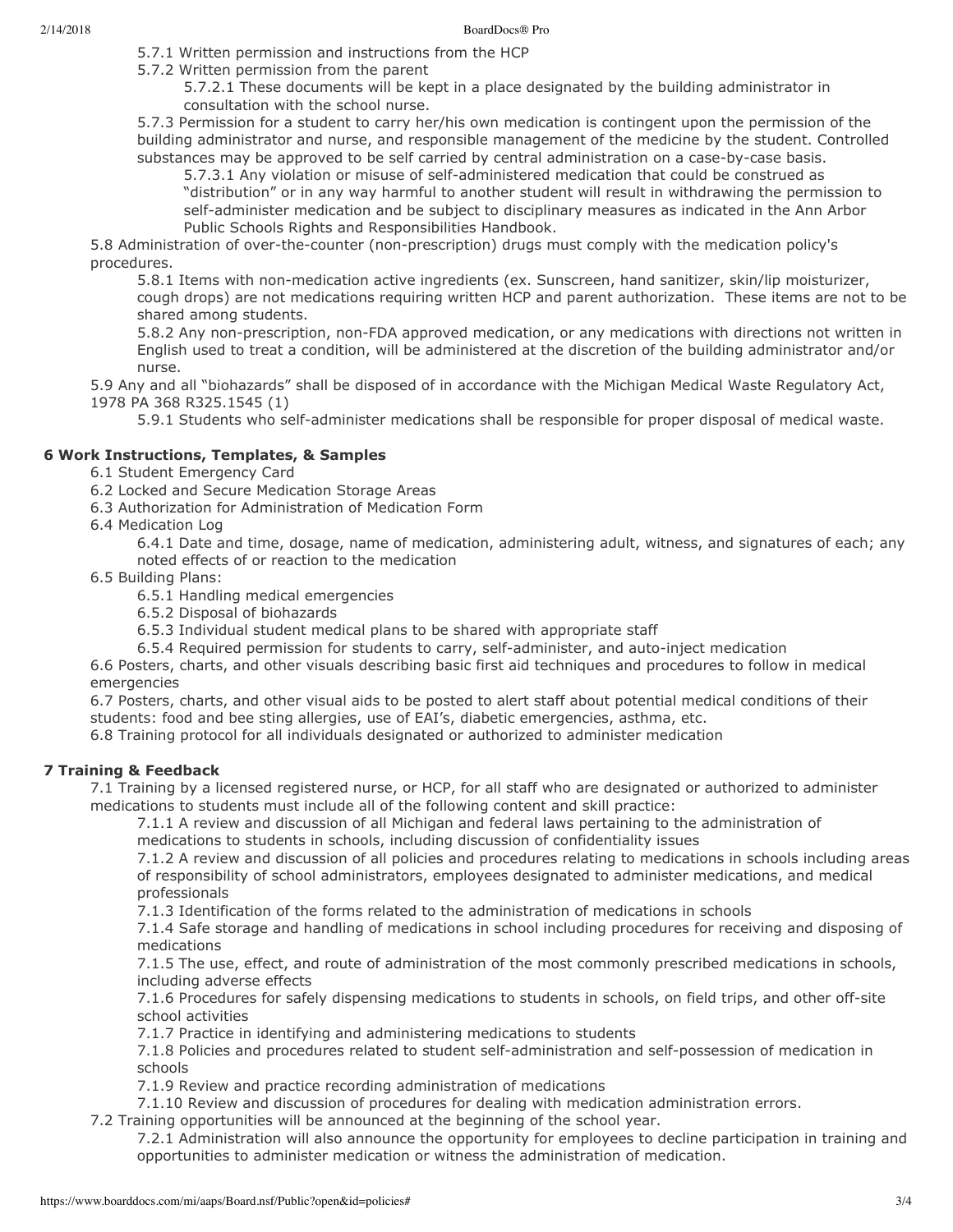5.7.1 Written permission and instructions from the HCP

5.7.2 Written permission from the parent

5.7.2.1 These documents will be kept in a place designated by the building administrator in consultation with the school nurse.

5.7.3 Permission for a student to carry her/his own medication is contingent upon the permission of the building administrator and nurse, and responsible management of the medicine by the student. Controlled substances may be approved to be self carried by central administration on a case-by-case basis.

5.7.3.1 Any violation or misuse of self-administered medication that could be construed as "distribution" or in any way harmful to another student will result in withdrawing the permission to self-administer medication and be subject to disciplinary measures as indicated in the Ann Arbor Public Schools Rights and Responsibilities Handbook.

5.8 Administration of over-the-counter (non-prescription) drugs must comply with the medication policy's procedures.

5.8.1 Items with non-medication active ingredients (ex. Sunscreen, hand sanitizer, skin/lip moisturizer, cough drops) are not medications requiring written HCP and parent authorization. These items are not to be shared among students.

5.8.2 Any non-prescription, non-FDA approved medication, or any medications with directions not written in English used to treat a condition, will be administered at the discretion of the building administrator and/or nurse.

5.9 Any and all "biohazards" shall be disposed of in accordance with the Michigan Medical Waste Regulatory Act, 1978 PA 368 R325.1545 (1)

5.9.1 Students who self-administer medications shall be responsible for proper disposal of medical waste.

**6 Work Instructions, Templates, & Samples**

6.1 Student Emergency Card

6.2 Locked and Secure Medication Storage Areas

6.3 Authorization for Administration of Medication Form

6.4 Medication Log

6.4.1 Date and time, dosage, name of medication, administering adult, witness, and signatures of each; any noted effects of or reaction to the medication

6.5 Building Plans:

6.5.1 Handling medical emergencies

6.5.2 Disposal of biohazards

6.5.3 Individual student medical plans to be shared with appropriate staff

6.5.4 Required permission for students to carry, self-administer, and auto-inject medication

6.6 Posters, charts, and other visuals describing basic first aid techniques and procedures to follow in medical emergencies

6.7 Posters, charts, and other visual aids to be posted to alert staff about potential medical conditions of their students: food and bee sting allergies, use of EAI's, diabetic emergencies, asthma, etc.

6.8 Training protocol for all individuals designated or authorized to administer medication

**7 Training & Feedback**

7.1 Training by a licensed registered nurse, or HCP, for all staff who are designated or authorized to administer medications to students must include all of the following content and skill practice:

7.1.1 A review and discussion of all Michigan and federal laws pertaining to the administration of medications to students in schools, including discussion of confidentiality issues

7.1.2 A review and discussion of all policies and procedures relating to medications in schools including areas of responsibility of school administrators, employees designated to administer medications, and medical professionals

7.1.3 Identification of the forms related to the administration of medications in schools

7.1.4 Safe storage and handling of medications in school including procedures for receiving and disposing of medications

7.1.5 The use, effect, and route of administration of the most commonly prescribed medications in schools, including adverse effects

7.1.6 Procedures for safely dispensing medications to students in schools, on field trips, and other off-site school activities

7.1.7 Practice in identifying and administering medications to students

7.1.8 Policies and procedures related to student self-administration and self-possession of medication in schools

7.1.9 Review and practice recording administration of medications

7.1.10 Review and discussion of procedures for dealing with medication administration errors.

7.2 Training opportunities will be announced at the beginning of the school year.

7.2.1 Administration will also announce the opportunity for employees to decline participation in training and opportunities to administer medication or witness the administration of medication.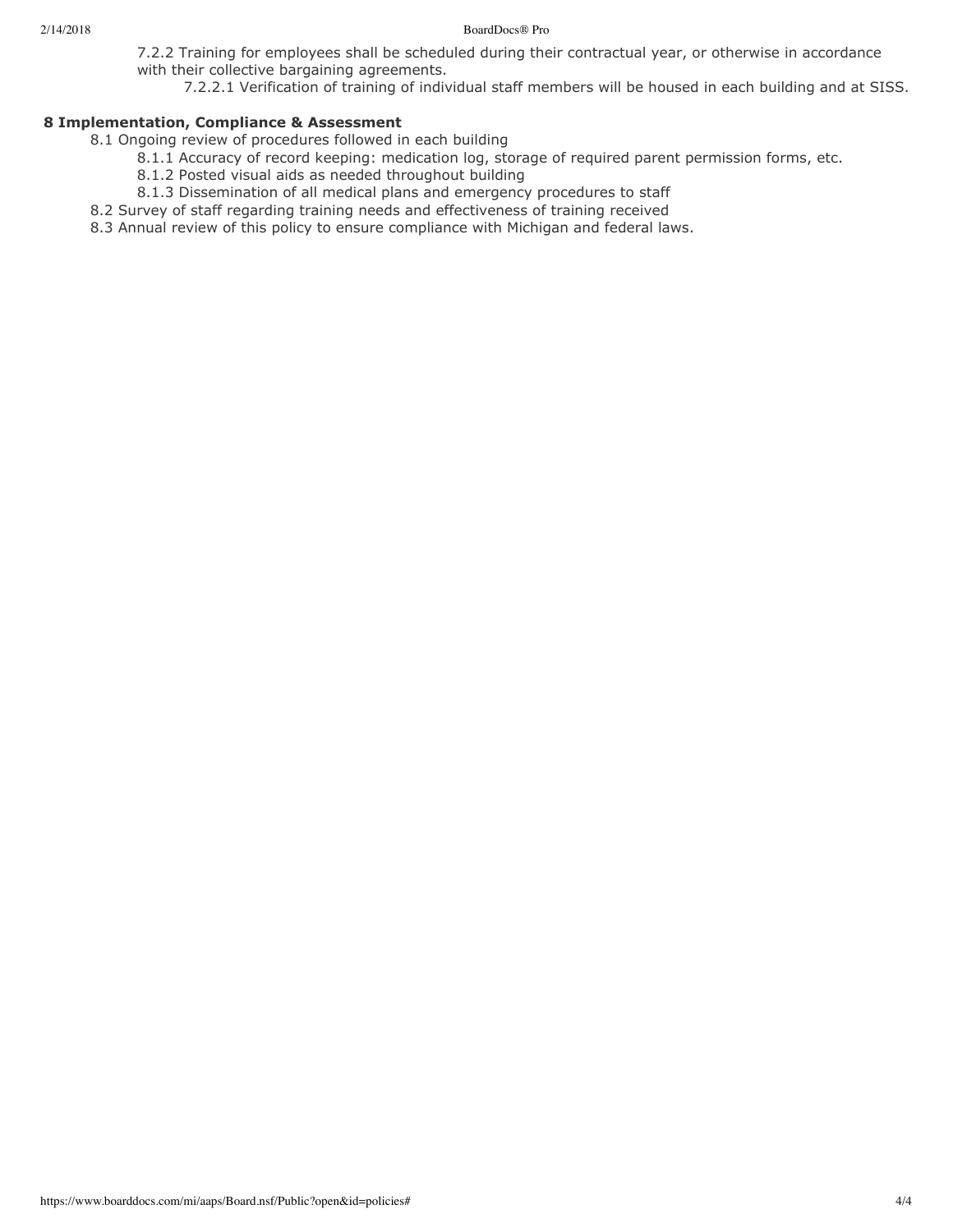7.2.2 Training for employees shall be scheduled during their contractual year, or otherwise in accordance with their collective bargaining agreements.

7.2.2.1 Verification of training of individual staff members will be housed in each building and at SISS.

**8 Implementation, Compliance & Assessment**

8.1 Ongoing review of procedures followed in each building

8.1.1 Accuracy of record keeping: medication log, storage of required parent permission forms, etc.

8.1.2 Posted visual aids as needed throughout building

8.1.3 Dissemination of all medical plans and emergency procedures to staff

8.2 Survey of staff regarding training needs and effectiveness of training received

8.3 Annual review of this policy to ensure compliance with Michigan and federal laws.